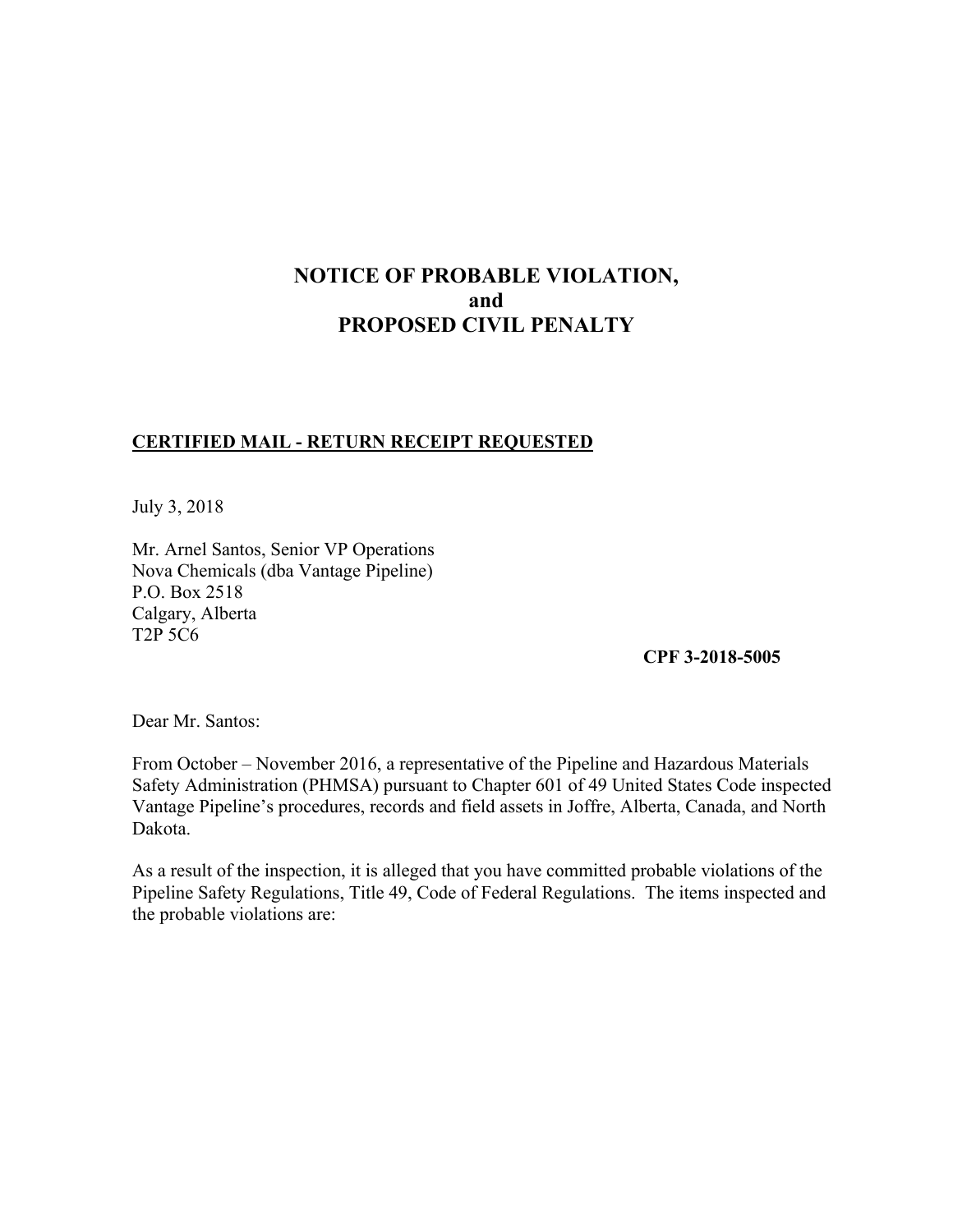# NOTICE OF PROBABLE VIOLATION,
# and
# PROPOSED CIVIL PENALTY

**CERTIFIED MAIL - RETURN RECEIPT REQUESTED**

July 3, 2018

Mr. Arnel Santos, Senior VP Operations
Nova Chemicals (dba Vantage Pipeline)
P.O. Box 2518
Calgary, Alberta
T2P 5C6

**CPF 3-2018-5005**

Dear Mr. Santos:

From October – November 2016, a representative of the Pipeline and Hazardous Materials Safety Administration (PHMSA) pursuant to Chapter 601 of 49 United States Code inspected Vantage Pipeline's procedures, records and field assets in Joffre, Alberta, Canada, and North Dakota.

As a result of the inspection, it is alleged that you have committed probable violations of the Pipeline Safety Regulations, Title 49, Code of Federal Regulations. The items inspected and the probable violations are: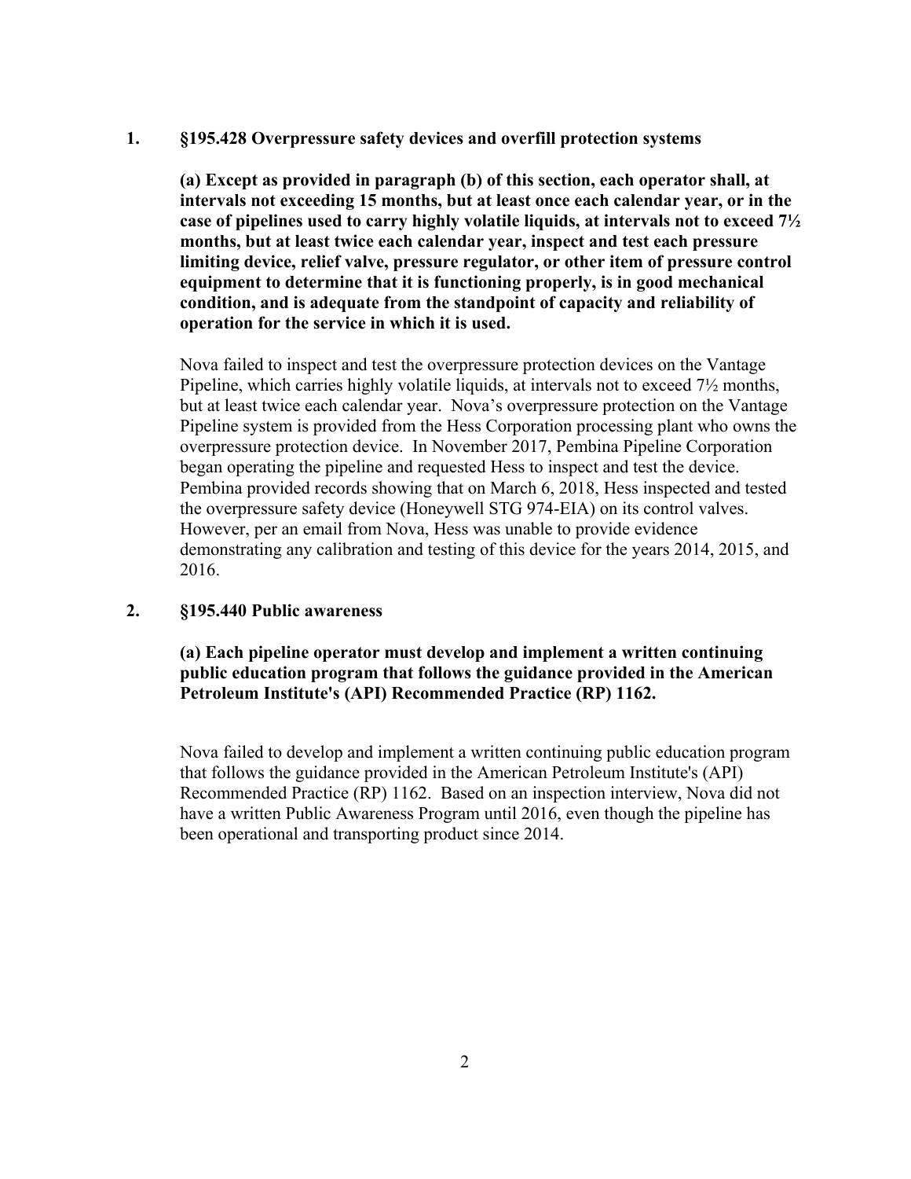1. **§195.428 Overpressure safety devices and overfill protection systems**

    **(a) Except as provided in paragraph (b) of this section, each operator shall, at intervals not exceeding 15 months, but at least once each calendar year, or in the case of pipelines used to carry highly volatile liquids, at intervals not to exceed 7½ months, but at least twice each calendar year, inspect and test each pressure limiting device, relief valve, pressure regulator, or other item of pressure control equipment to determine that it is functioning properly, is in good mechanical condition, and is adequate from the standpoint of capacity and reliability of operation for the service in which it is used.**

    Nova failed to inspect and test the overpressure protection devices on the Vantage Pipeline, which carries highly volatile liquids, at intervals not to exceed 7½ months, but at least twice each calendar year. Nova's overpressure protection on the Vantage Pipeline system is provided from the Hess Corporation processing plant who owns the overpressure protection device. In November 2017, Pembina Pipeline Corporation began operating the pipeline and requested Hess to inspect and test the device. Pembina provided records showing that on March 6, 2018, Hess inspected and tested the overpressure safety device (Honeywell STG 974-EIA) on its control valves. However, per an email from Nova, Hess was unable to provide evidence demonstrating any calibration and testing of this device for the years 2014, 2015, and 2016.

2. **§195.440 Public awareness**

    **(a) Each pipeline operator must develop and implement a written continuing public education program that follows the guidance provided in the American Petroleum Institute's (API) Recommended Practice (RP) 1162.**

    Nova failed to develop and implement a written continuing public education program that follows the guidance provided in the American Petroleum Institute's (API) Recommended Practice (RP) 1162. Based on an inspection interview, Nova did not have a written Public Awareness Program until 2016, even though the pipeline has been operational and transporting product since 2014.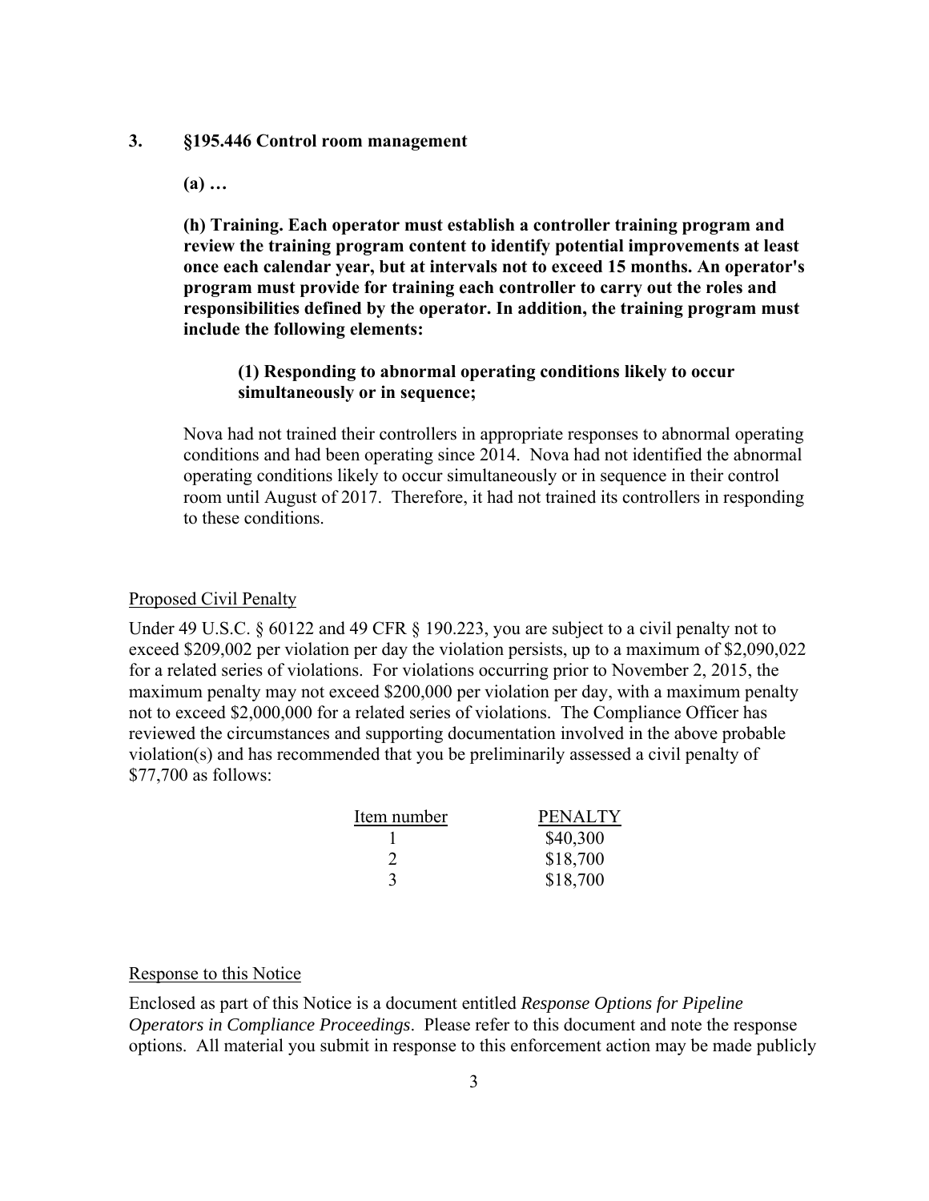**3. §195.446 Control room management**

**(a) …**

**(h) Training. Each operator must establish a controller training program and review the training program content to identify potential improvements at least once each calendar year, but at intervals not to exceed 15 months. An operator's program must provide for training each controller to carry out the roles and responsibilities defined by the operator. In addition, the training program must include the following elements:**

**(1) Responding to abnormal operating conditions likely to occur simultaneously or in sequence;**

Nova had not trained their controllers in appropriate responses to abnormal operating conditions and had been operating since 2014. Nova had not identified the abnormal operating conditions likely to occur simultaneously or in sequence in their control room until August of 2017. Therefore, it had not trained its controllers in responding to these conditions.

Proposed Civil Penalty

Under 49 U.S.C. § 60122 and 49 CFR § 190.223, you are subject to a civil penalty not to exceed $209,002 per violation per day the violation persists, up to a maximum of $2,090,022 for a related series of violations. For violations occurring prior to November 2, 2015, the maximum penalty may not exceed $200,000 per violation per day, with a maximum penalty not to exceed $2,000,000 for a related series of violations. The Compliance Officer has reviewed the circumstances and supporting documentation involved in the above probable violation(s) and has recommended that you be preliminarily assessed a civil penalty of $77,700 as follows:

| Item number | PENALTY |
|---|---|
| 1 | $40,300 |
| 2 | $18,700 |
| 3 | $18,700 |

Response to this Notice

Enclosed as part of this Notice is a document entitled *Response Options for Pipeline Operators in Compliance Proceedings*. Please refer to this document and note the response options. All material you submit in response to this enforcement action may be made publicly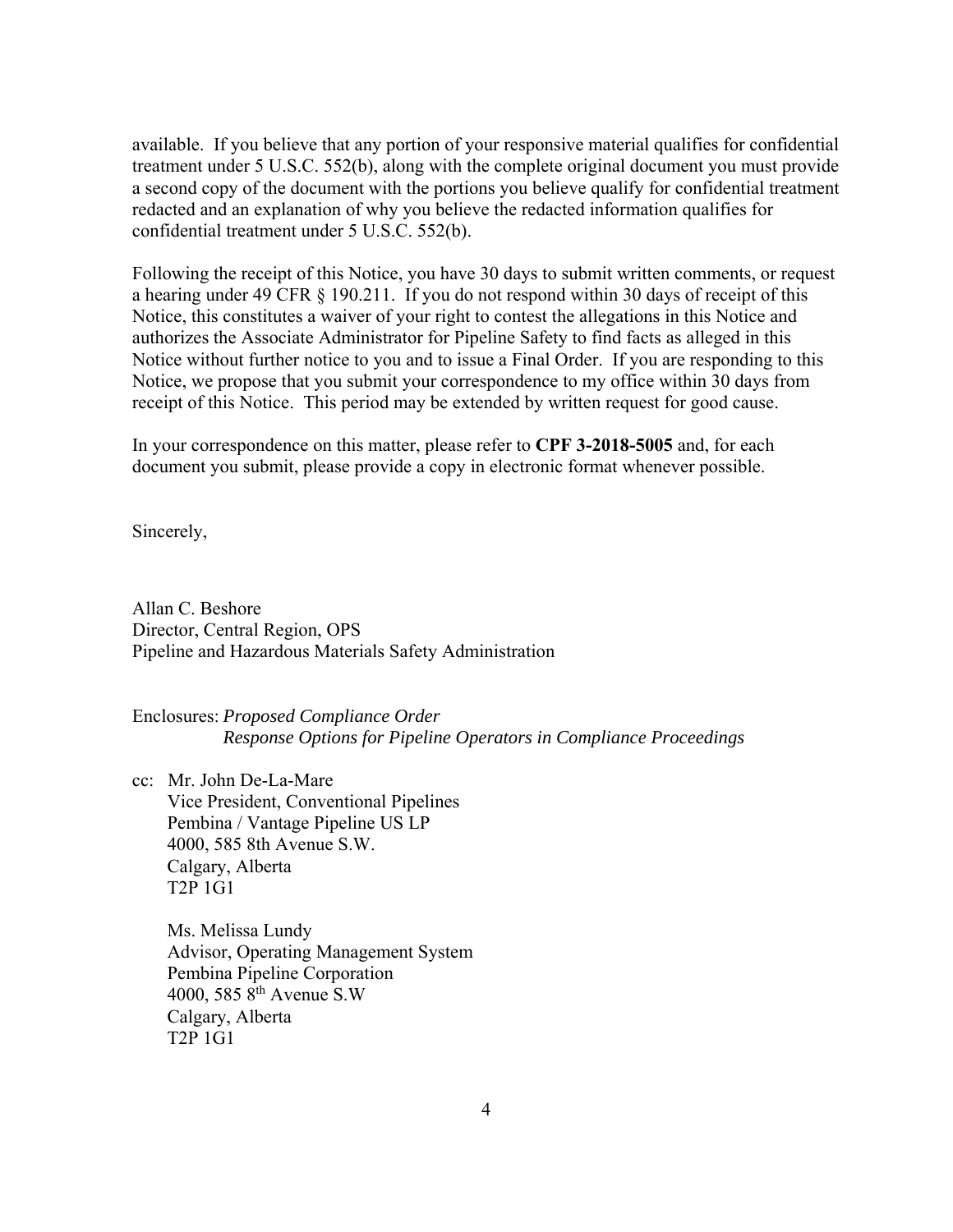available. If you believe that any portion of your responsive material qualifies for confidential treatment under 5 U.S.C. 552(b), along with the complete original document you must provide a second copy of the document with the portions you believe qualify for confidential treatment redacted and an explanation of why you believe the redacted information qualifies for confidential treatment under 5 U.S.C. 552(b).

Following the receipt of this Notice, you have 30 days to submit written comments, or request a hearing under 49 CFR § 190.211. If you do not respond within 30 days of receipt of this Notice, this constitutes a waiver of your right to contest the allegations in this Notice and authorizes the Associate Administrator for Pipeline Safety to find facts as alleged in this Notice without further notice to you and to issue a Final Order. If you are responding to this Notice, we propose that you submit your correspondence to my office within 30 days from receipt of this Notice. This period may be extended by written request for good cause.

In your correspondence on this matter, please refer to **CPF 3-2018-5005** and, for each document you submit, please provide a copy in electronic format whenever possible.

Sincerely,

Allan C. Beshore
Director, Central Region, OPS
Pipeline and Hazardous Materials Safety Administration

Enclosures: *Proposed Compliance Order*
*Response Options for Pipeline Operators in Compliance Proceedings*

cc: Mr. John De-La-Mare
Vice President, Conventional Pipelines
Pembina / Vantage Pipeline US LP
4000, 585 8th Avenue S.W.
Calgary, Alberta
T2P 1G1

Ms. Melissa Lundy
Advisor, Operating Management System
Pembina Pipeline Corporation
4000, 585 8th Avenue S.W
Calgary, Alberta
T2P 1G1